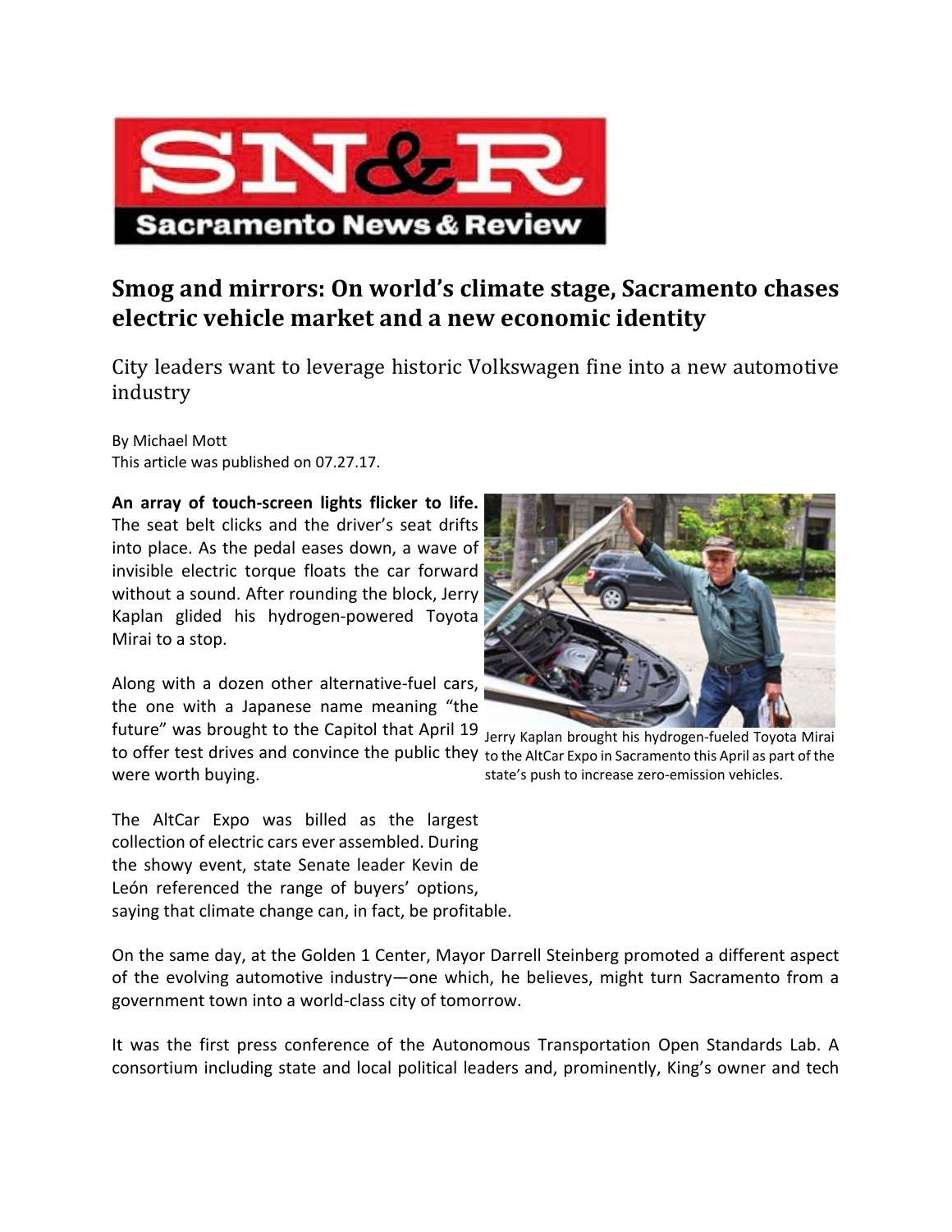# Smog and mirrors: On world's climate stage, Sacramento chases electric vehicle market and a new economic identity

City leaders want to leverage historic Volkswagen fine into a new automotive industry

By Michael Mott
This article was published on 07.27.17.

**An array of touch-screen lights flicker to life.** The seat belt clicks and the driver's seat drifts into place. As the pedal eases down, a wave of invisible electric torque floats the car forward without a sound. After rounding the block, Jerry Kaplan glided his hydrogen-powered Toyota Mirai to a stop.

Jerry Kaplan brought his hydrogen-fueled Toyota Mirai to the AltCar Expo in Sacramento this April as part of the state's push to increase zero-emission vehicles.

Along with a dozen other alternative-fuel cars, the one with a Japanese name meaning "the future" was brought to the Capitol that April 19 to offer test drives and convince the public they were worth buying.

The AltCar Expo was billed as the largest collection of electric cars ever assembled. During the showy event, state Senate leader Kevin de León referenced the range of buyers' options, saying that climate change can, in fact, be profitable.

On the same day, at the Golden 1 Center, Mayor Darrell Steinberg promoted a different aspect of the evolving automotive industry—one which, he believes, might turn Sacramento from a government town into a world-class city of tomorrow.

It was the first press conference of the Autonomous Transportation Open Standards Lab. A consortium including state and local political leaders and, prominently, King's owner and tech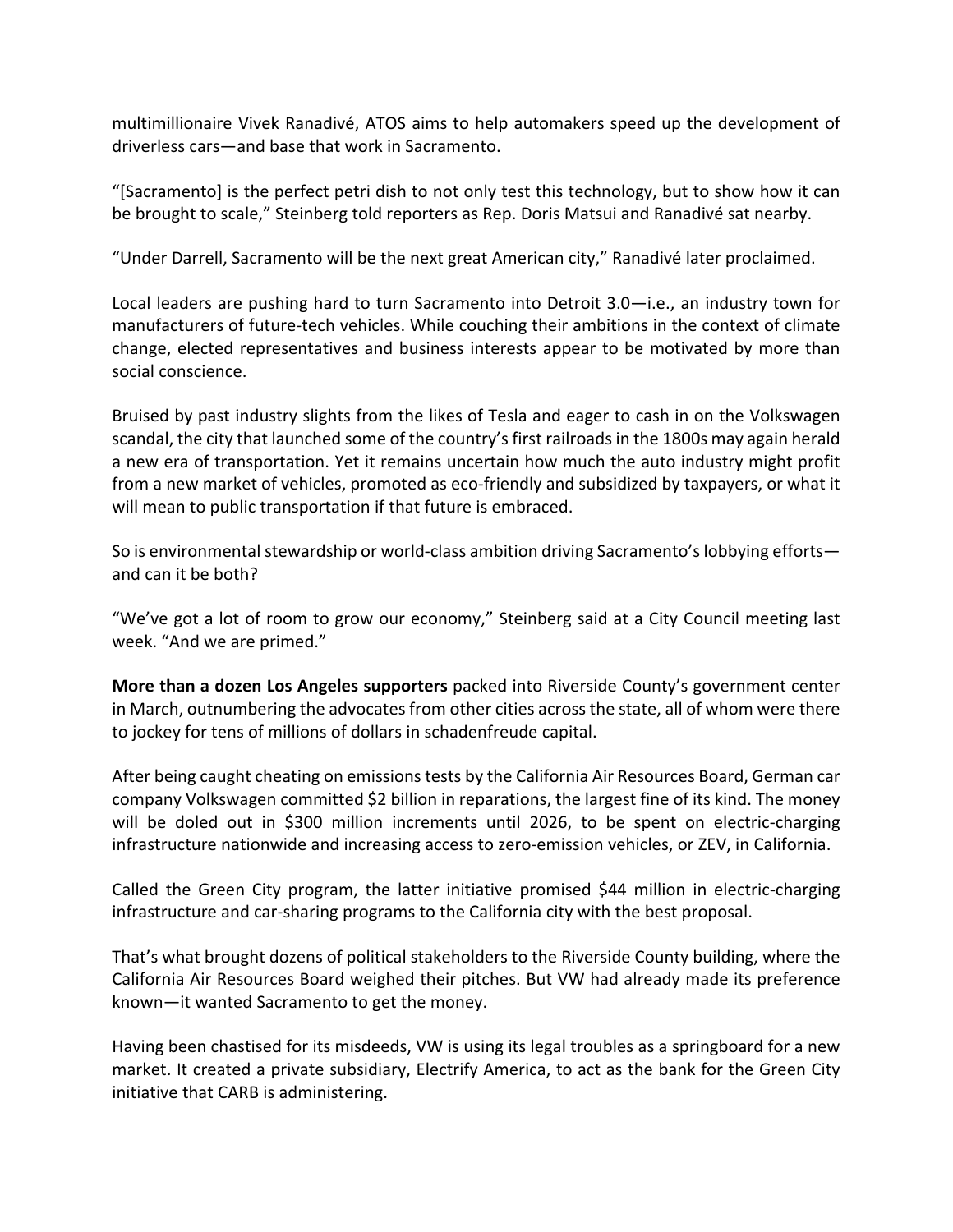multimillionaire Vivek Ranadivé, ATOS aims to help automakers speed up the development of driverless cars—and base that work in Sacramento.

"[Sacramento] is the perfect petri dish to not only test this technology, but to show how it can be brought to scale," Steinberg told reporters as Rep. Doris Matsui and Ranadivé sat nearby.

"Under Darrell, Sacramento will be the next great American city," Ranadivé later proclaimed.

Local leaders are pushing hard to turn Sacramento into Detroit 3.0—i.e., an industry town for manufacturers of future-tech vehicles. While couching their ambitions in the context of climate change, elected representatives and business interests appear to be motivated by more than social conscience.

Bruised by past industry slights from the likes of Tesla and eager to cash in on the Volkswagen scandal, the city that launched some of the country's first railroads in the 1800s may again herald a new era of transportation. Yet it remains uncertain how much the auto industry might profit from a new market of vehicles, promoted as eco-friendly and subsidized by taxpayers, or what it will mean to public transportation if that future is embraced.

So is environmental stewardship or world-class ambition driving Sacramento's lobbying efforts—and can it be both?

"We've got a lot of room to grow our economy," Steinberg said at a City Council meeting last week. "And we are primed."

**More than a dozen Los Angeles supporters** packed into Riverside County's government center in March, outnumbering the advocates from other cities across the state, all of whom were there to jockey for tens of millions of dollars in schadenfreude capital.

After being caught cheating on emissions tests by the California Air Resources Board, German car company Volkswagen committed $2 billion in reparations, the largest fine of its kind. The money will be doled out in $300 million increments until 2026, to be spent on electric-charging infrastructure nationwide and increasing access to zero-emission vehicles, or ZEV, in California.

Called the Green City program, the latter initiative promised $44 million in electric-charging infrastructure and car-sharing programs to the California city with the best proposal.

That's what brought dozens of political stakeholders to the Riverside County building, where the California Air Resources Board weighed their pitches. But VW had already made its preference known—it wanted Sacramento to get the money.

Having been chastised for its misdeeds, VW is using its legal troubles as a springboard for a new market. It created a private subsidiary, Electrify America, to act as the bank for the Green City initiative that CARB is administering.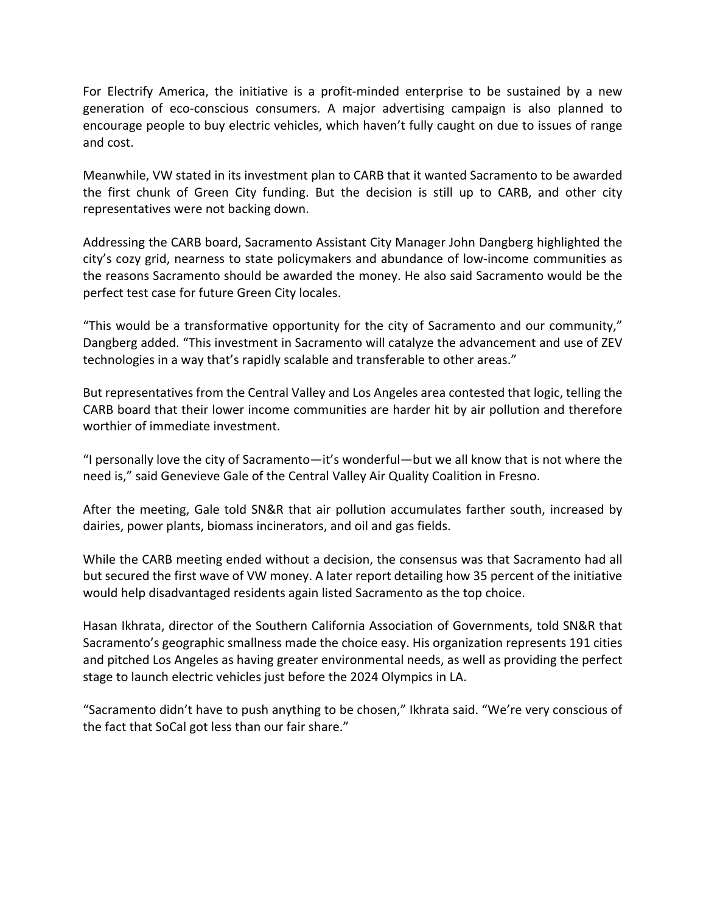For Electrify America, the initiative is a profit-minded enterprise to be sustained by a new generation of eco-conscious consumers. A major advertising campaign is also planned to encourage people to buy electric vehicles, which haven't fully caught on due to issues of range and cost.

Meanwhile, VW stated in its investment plan to CARB that it wanted Sacramento to be awarded the first chunk of Green City funding. But the decision is still up to CARB, and other city representatives were not backing down.

Addressing the CARB board, Sacramento Assistant City Manager John Dangberg highlighted the city's cozy grid, nearness to state policymakers and abundance of low-income communities as the reasons Sacramento should be awarded the money. He also said Sacramento would be the perfect test case for future Green City locales.

"This would be a transformative opportunity for the city of Sacramento and our community," Dangberg added. "This investment in Sacramento will catalyze the advancement and use of ZEV technologies in a way that's rapidly scalable and transferable to other areas."

But representatives from the Central Valley and Los Angeles area contested that logic, telling the CARB board that their lower income communities are harder hit by air pollution and therefore worthier of immediate investment.

"I personally love the city of Sacramento—it's wonderful—but we all know that is not where the need is," said Genevieve Gale of the Central Valley Air Quality Coalition in Fresno.

After the meeting, Gale told SN&R that air pollution accumulates farther south, increased by dairies, power plants, biomass incinerators, and oil and gas fields.

While the CARB meeting ended without a decision, the consensus was that Sacramento had all but secured the first wave of VW money. A later report detailing how 35 percent of the initiative would help disadvantaged residents again listed Sacramento as the top choice.

Hasan Ikhrata, director of the Southern California Association of Governments, told SN&R that Sacramento's geographic smallness made the choice easy. His organization represents 191 cities and pitched Los Angeles as having greater environmental needs, as well as providing the perfect stage to launch electric vehicles just before the 2024 Olympics in LA.

"Sacramento didn't have to push anything to be chosen," Ikhrata said. "We're very conscious of the fact that SoCal got less than our fair share."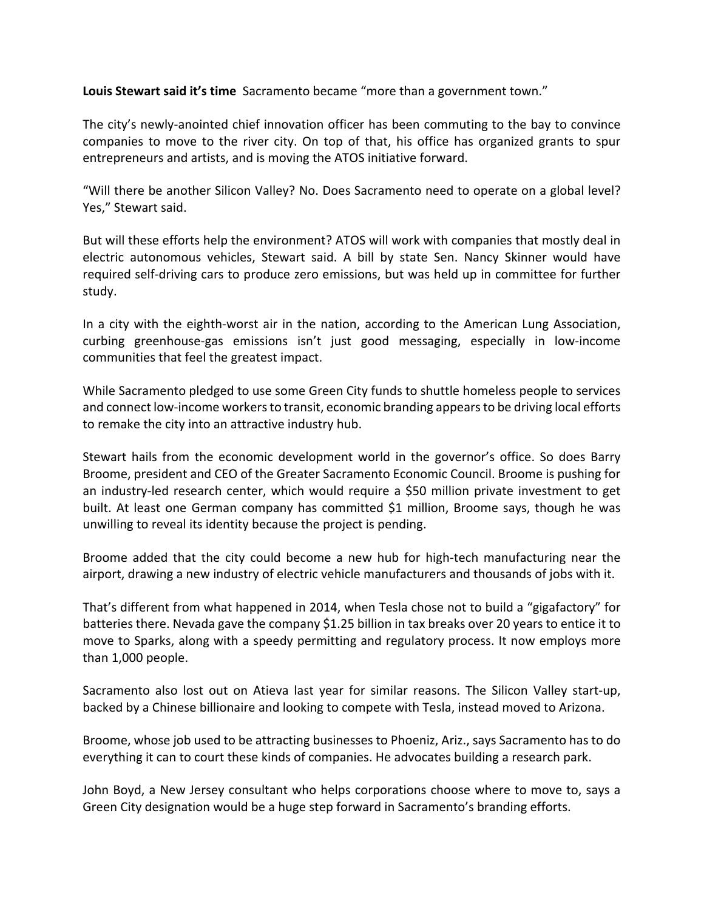**Louis Stewart said it's time** Sacramento became "more than a government town."

The city's newly-anointed chief innovation officer has been commuting to the bay to convince companies to move to the river city. On top of that, his office has organized grants to spur entrepreneurs and artists, and is moving the ATOS initiative forward.

"Will there be another Silicon Valley? No. Does Sacramento need to operate on a global level? Yes," Stewart said.

But will these efforts help the environment? ATOS will work with companies that mostly deal in electric autonomous vehicles, Stewart said. A bill by state Sen. Nancy Skinner would have required self-driving cars to produce zero emissions, but was held up in committee for further study.

In a city with the eighth-worst air in the nation, according to the American Lung Association, curbing greenhouse-gas emissions isn't just good messaging, especially in low-income communities that feel the greatest impact.

While Sacramento pledged to use some Green City funds to shuttle homeless people to services and connect low-income workers to transit, economic branding appears to be driving local efforts to remake the city into an attractive industry hub.

Stewart hails from the economic development world in the governor's office. So does Barry Broome, president and CEO of the Greater Sacramento Economic Council. Broome is pushing for an industry-led research center, which would require a $50 million private investment to get built. At least one German company has committed $1 million, Broome says, though he was unwilling to reveal its identity because the project is pending.

Broome added that the city could become a new hub for high-tech manufacturing near the airport, drawing a new industry of electric vehicle manufacturers and thousands of jobs with it.

That's different from what happened in 2014, when Tesla chose not to build a "gigafactory" for batteries there. Nevada gave the company $1.25 billion in tax breaks over 20 years to entice it to move to Sparks, along with a speedy permitting and regulatory process. It now employs more than 1,000 people.

Sacramento also lost out on Atieva last year for similar reasons. The Silicon Valley start-up, backed by a Chinese billionaire and looking to compete with Tesla, instead moved to Arizona.

Broome, whose job used to be attracting businesses to Phoenix, Ariz., says Sacramento has to do everything it can to court these kinds of companies. He advocates building a research park.

John Boyd, a New Jersey consultant who helps corporations choose where to move to, says a Green City designation would be a huge step forward in Sacramento's branding efforts.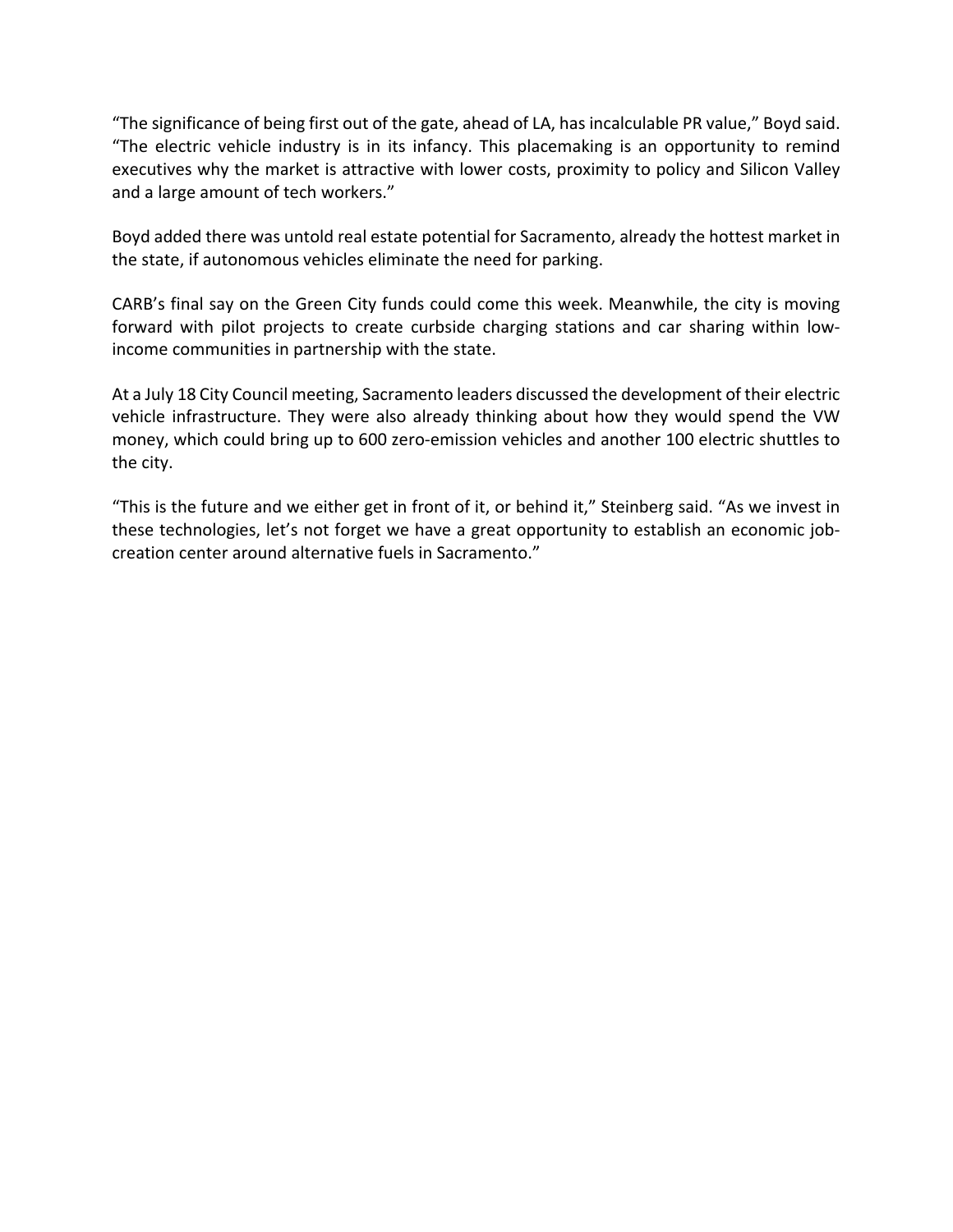"The significance of being first out of the gate, ahead of LA, has incalculable PR value," Boyd said. "The electric vehicle industry is in its infancy. This placemaking is an opportunity to remind executives why the market is attractive with lower costs, proximity to policy and Silicon Valley and a large amount of tech workers."

Boyd added there was untold real estate potential for Sacramento, already the hottest market in the state, if autonomous vehicles eliminate the need for parking.

CARB's final say on the Green City funds could come this week. Meanwhile, the city is moving forward with pilot projects to create curbside charging stations and car sharing within low-income communities in partnership with the state.

At a July 18 City Council meeting, Sacramento leaders discussed the development of their electric vehicle infrastructure. They were also already thinking about how they would spend the VW money, which could bring up to 600 zero-emission vehicles and another 100 electric shuttles to the city.

"This is the future and we either get in front of it, or behind it," Steinberg said. "As we invest in these technologies, let's not forget we have a great opportunity to establish an economic job-creation center around alternative fuels in Sacramento."